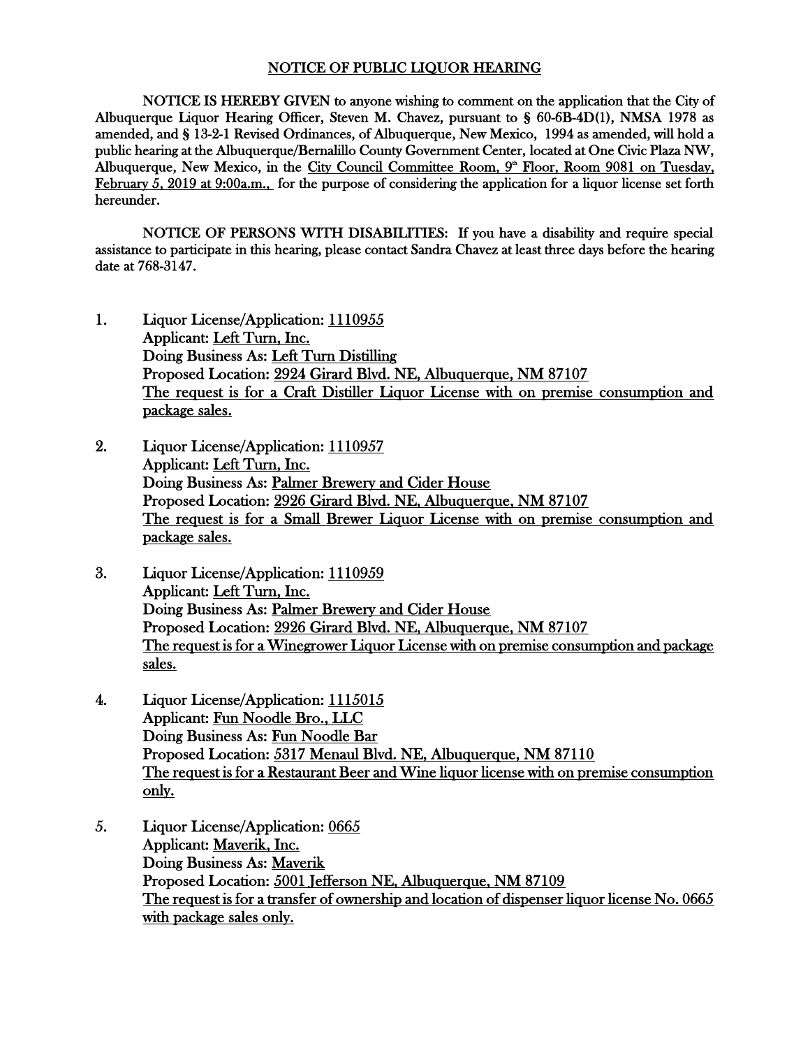# NOTICE OF PUBLIC LIQUOR HEARING

**NOTICE IS HEREBY GIVEN** to anyone wishing to comment on the application that the City of Albuquerque Liquor Hearing Officer, Steven M. Chavez, pursuant to § 60-6B-4D(1), NMSA 1978 as amended, and § 13-2-1 Revised Ordinances, of Albuquerque, New Mexico, 1994 as amended, will hold a public hearing at the Albuquerque/Bernalillo County Government Center, located at One Civic Plaza NW, Albuquerque, New Mexico, in the City Council Committee Room, 9th Floor, Room 9081 on Tuesday, February 5, 2019 at 9:00a.m., for the purpose of considering the application for a liquor license set forth hereunder.

**NOTICE OF PERSONS WITH DISABILITIES:** If you have a disability and require special assistance to participate in this hearing, please contact Sandra Chavez at least three days before the hearing date at 768-3147.

1. Liquor License/Application: 1110955
   Applicant: Left Turn, Inc.
   Doing Business As: Left Turn Distilling
   Proposed Location: 2924 Girard Blvd. NE, Albuquerque, NM 87107
   The request is for a Craft Distiller Liquor License with on premise consumption and package sales.

2. Liquor License/Application: 1110957
   Applicant: Left Turn, Inc.
   Doing Business As: Palmer Brewery and Cider House
   Proposed Location: 2926 Girard Blvd. NE, Albuquerque, NM 87107
   The request is for a Small Brewer Liquor License with on premise consumption and package sales.

3. Liquor License/Application: 1110959
   Applicant: Left Turn, Inc.
   Doing Business As: Palmer Brewery and Cider House
   Proposed Location: 2926 Girard Blvd. NE, Albuquerque, NM 87107
   The request is for a Winegrower Liquor License with on premise consumption and package sales.

4. Liquor License/Application: 1115015
   Applicant: Fun Noodle Bro., LLC
   Doing Business As: Fun Noodle Bar
   Proposed Location: 5317 Menaul Blvd. NE, Albuquerque, NM 87110
   The request is for a Restaurant Beer and Wine liquor license with on premise consumption only.

5. Liquor License/Application: 0665
   Applicant: Maverik, Inc.
   Doing Business As: Maverik
   Proposed Location: 5001 Jefferson NE, Albuquerque, NM 87109
   The request is for a transfer of ownership and location of dispenser liquor license No. 0665 with package sales only.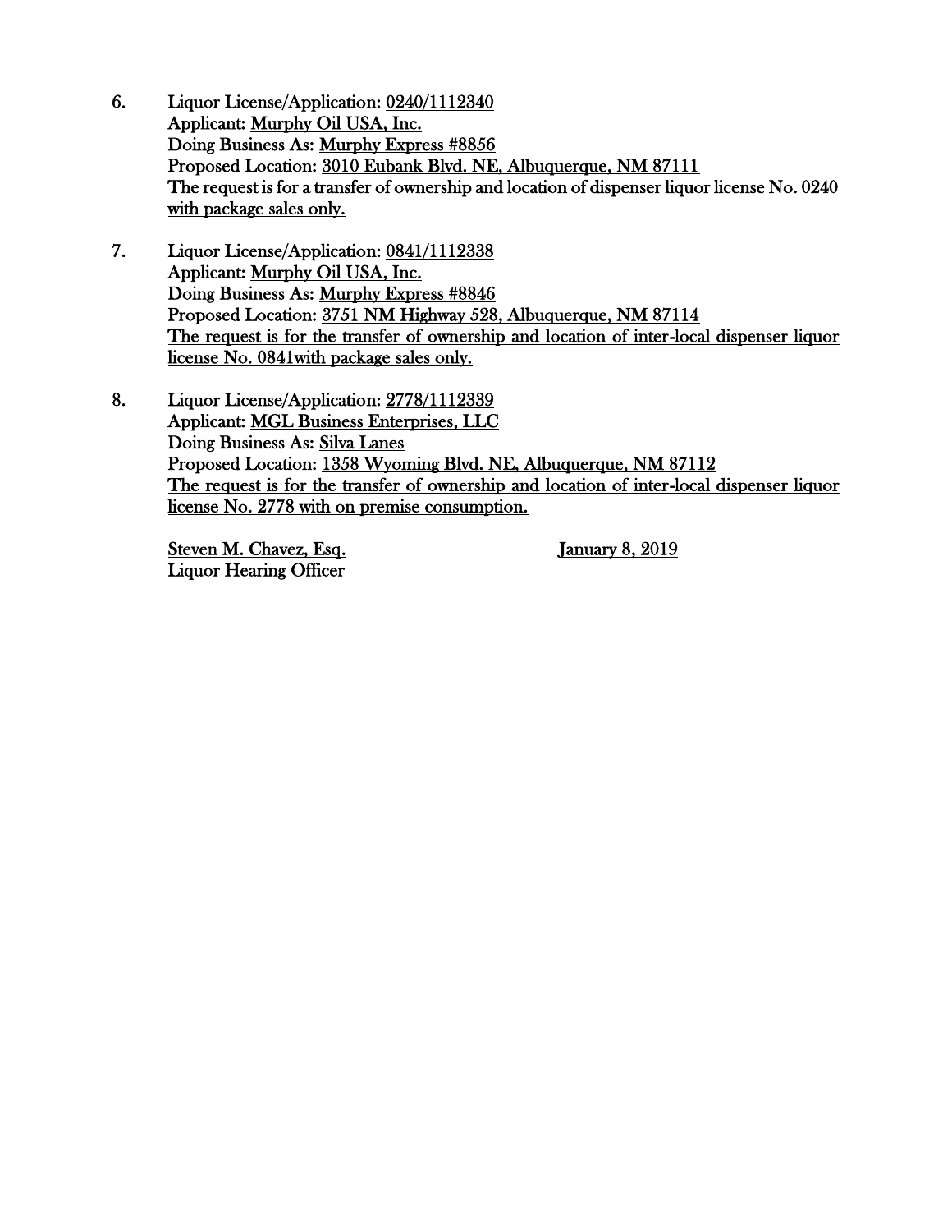6. Liquor License/Application: 0240/1112340
   Applicant: Murphy Oil USA, Inc.
   Doing Business As: Murphy Express #8856
   Proposed Location: 3010 Eubank Blvd. NE, Albuquerque, NM 87111
   The request is for a transfer of ownership and location of dispenser liquor license No. 0240 with package sales only.

7. Liquor License/Application: 0841/1112338
   Applicant: Murphy Oil USA, Inc.
   Doing Business As: Murphy Express #8846
   Proposed Location: 3751 NM Highway 528, Albuquerque, NM 87114
   The request is for the transfer of ownership and location of inter-local dispenser liquor license No. 0841with package sales only.

8. Liquor License/Application: 2778/1112339
   Applicant: MGL Business Enterprises, LLC
   Doing Business As: Silva Lanes
   Proposed Location: 1358 Wyoming Blvd. NE, Albuquerque, NM 87112
   The request is for the transfer of ownership and location of inter-local dispenser liquor license No. 2778 with on premise consumption.

Steven M. Chavez, Esq.
Liquor Hearing Officer

January 8, 2019